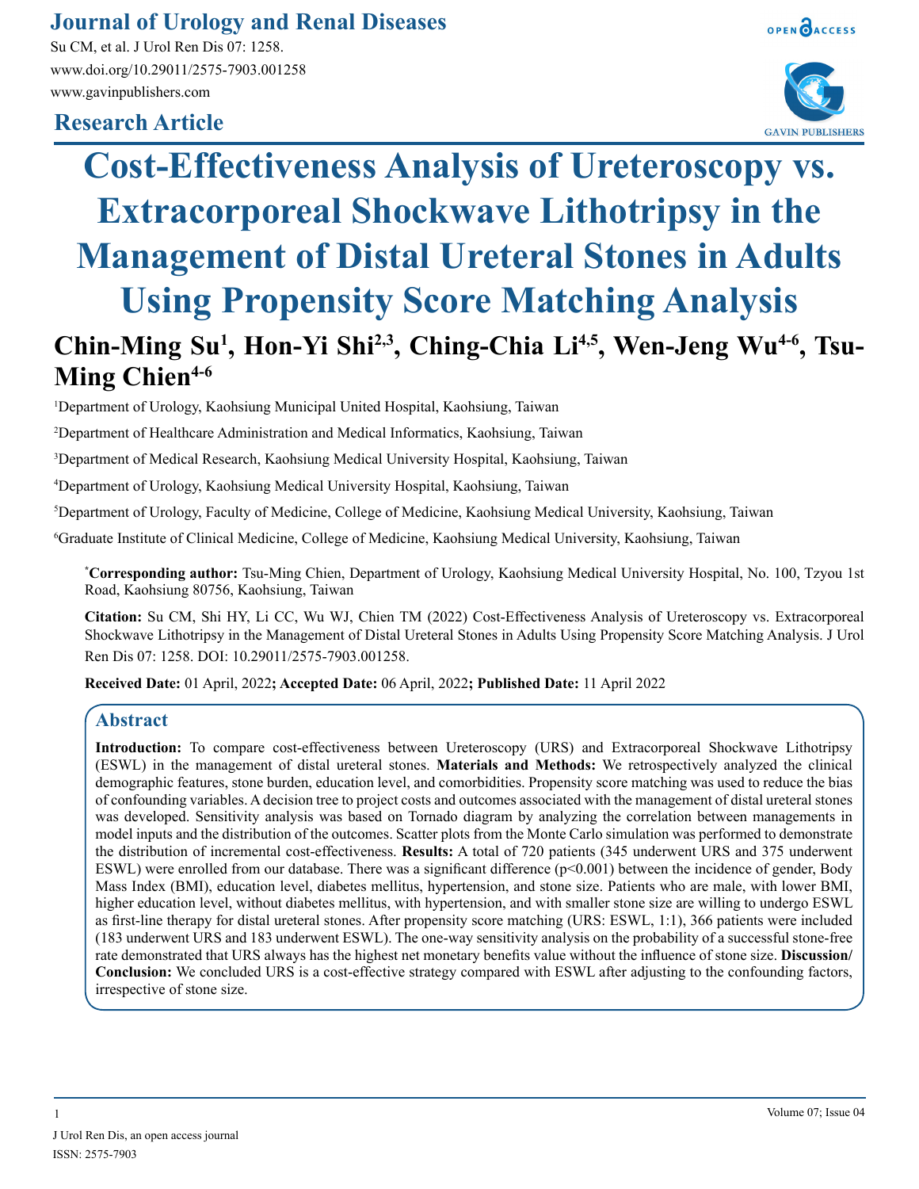# Cost-Effectiveness Analysis of Ureteroscopy vs. Extracorporeal Shockwave Lithotripsy in the Management of Distal Ureteral Stones in Adults Using Propensity Score Matching Analysis

**Research Article**

**Chin-Ming Su[1], Hon-Yi Shi[2,3], Ching-Chia Li[4,5], Wen-Jeng Wu[4-6], Tsu-Ming Chien[4-6]**

[1]Department of Urology, Kaohsiung Municipal United Hospital, Kaohsiung, Taiwan

[2]Department of Healthcare Administration and Medical Informatics, Kaohsiung, Taiwan

[3]Department of Medical Research, Kaohsiung Medical University Hospital, Kaohsiung, Taiwan

[4]Department of Urology, Kaohsiung Medical University Hospital, Kaohsiung, Taiwan

[5]Department of Urology, Faculty of Medicine, College of Medicine, Kaohsiung Medical University, Kaohsiung, Taiwan

[6]Graduate Institute of Clinical Medicine, College of Medicine, Kaohsiung Medical University, Kaohsiung, Taiwan

**\*Corresponding author:** Tsu-Ming Chien, Department of Urology, Kaohsiung Medical University Hospital, No. 100, Tzyou 1st Road, Kaohsiung 80756, Kaohsiung, Taiwan

**Citation:** Su CM, Shi HY, Li CC, Wu WJ, Chien TM (2022) Cost-Effectiveness Analysis of Ureteroscopy vs. Extracorporeal Shockwave Lithotripsy in the Management of Distal Ureteral Stones in Adults Using Propensity Score Matching Analysis. J Urol Ren Dis 07: 1258. DOI: 10.29011/2575-7903.001258.

**Received Date:** 01 April, 2022**; Accepted Date:** 06 April, 2022**; Published Date:** 11 April 2022

## Abstract

**Introduction:** To compare cost-effectiveness between Ureteroscopy (URS) and Extracorporeal Shockwave Lithotripsy (ESWL) in the management of distal ureteral stones. **Materials and Methods:** We retrospectively analyzed the clinical demographic features, stone burden, education level, and comorbidities. Propensity score matching was used to reduce the bias of confounding variables. A decision tree to project costs and outcomes associated with the management of distal ureteral stones was developed. Sensitivity analysis was based on Tornado diagram by analyzing the correlation between managements in model inputs and the distribution of the outcomes. Scatter plots from the Monte Carlo simulation was performed to demonstrate the distribution of incremental cost-effectiveness. **Results:** A total of 720 patients (345 underwent URS and 375 underwent ESWL) were enrolled from our database. There was a significant difference ($p<0.001$) between the incidence of gender, Body Mass Index (BMI), education level, diabetes mellitus, hypertension, and stone size. Patients who are male, with lower BMI, higher education level, without diabetes mellitus, with hypertension, and with smaller stone size are willing to undergo ESWL as first-line therapy for distal ureteral stones. After propensity score matching (URS: ESWL, 1:1), 366 patients were included (183 underwent URS and 183 underwent ESWL). The one-way sensitivity analysis on the probability of a successful stone-free rate demonstrated that URS always has the highest net monetary benefits value without the influence of stone size. **Discussion/ Conclusion:** We concluded URS is a cost-effective strategy compared with ESWL after adjusting to the confounding factors, irrespective of stone size.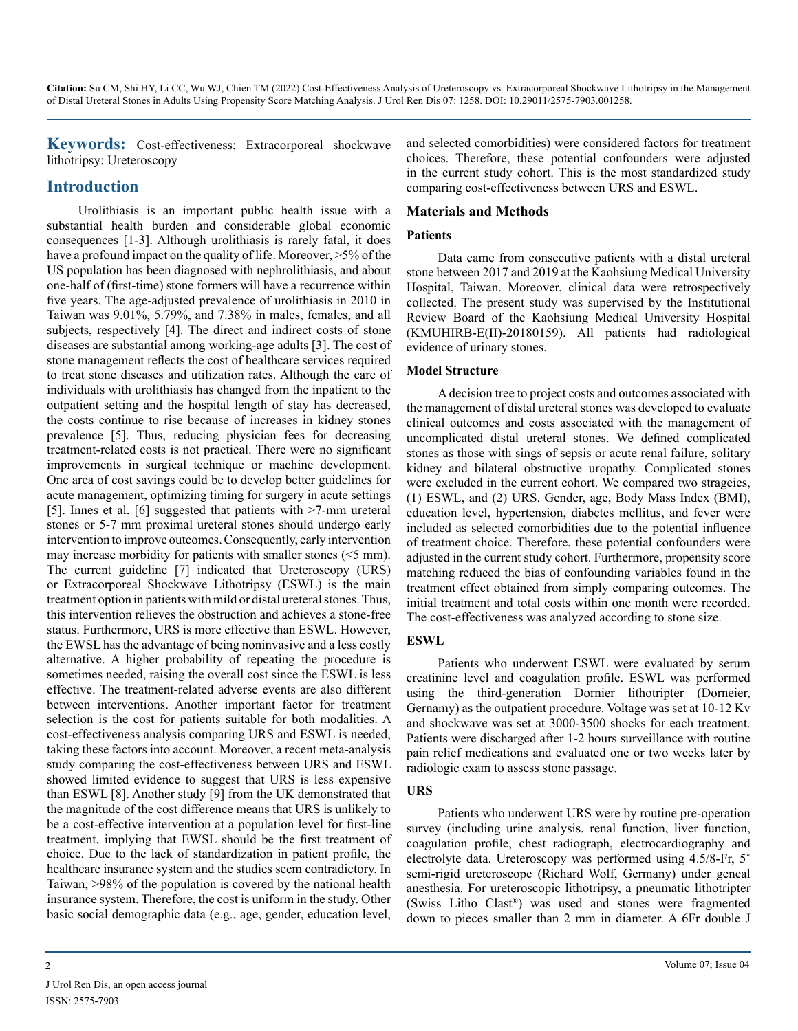**Keywords:** Cost-effectiveness; Extracorporeal shockwave lithotripsy; Ureteroscopy

## Introduction

Urolithiasis is an important public health issue with a substantial health burden and considerable global economic consequences [1-3]. Although urolithiasis is rarely fatal, it does have a profound impact on the quality of life. Moreover, >5% of the US population has been diagnosed with nephrolithiasis, and about one-half of (first-time) stone formers will have a recurrence within five years. The age-adjusted prevalence of urolithiasis in 2010 in Taiwan was 9.01%, 5.79%, and 7.38% in males, females, and all subjects, respectively [4]. The direct and indirect costs of stone diseases are substantial among working-age adults [3]. The cost of stone management reflects the cost of healthcare services required to treat stone diseases and utilization rates. Although the care of individuals with urolithiasis has changed from the inpatient to the outpatient setting and the hospital length of stay has decreased, the costs continue to rise because of increases in kidney stones prevalence [5]. Thus, reducing physician fees for decreasing treatment-related costs is not practical. There were no significant improvements in surgical technique or machine development. One area of cost savings could be to develop better guidelines for acute management, optimizing timing for surgery in acute settings [5]. Innes et al. [6] suggested that patients with >7-mm ureteral stones or 5-7 mm proximal ureteral stones should undergo early intervention to improve outcomes. Consequently, early intervention may increase morbidity for patients with smaller stones (<5 mm). The current guideline [7] indicated that Ureteroscopy (URS) or Extracorporeal Shockwave Lithotripsy (ESWL) is the main treatment option in patients with mild or distal ureteral stones. Thus, this intervention relieves the obstruction and achieves a stone-free status. Furthermore, URS is more effective than ESWL. However, the EWSL has the advantage of being noninvasive and a less costly alternative. A higher probability of repeating the procedure is sometimes needed, raising the overall cost since the ESWL is less effective. The treatment-related adverse events are also different between interventions. Another important factor for treatment selection is the cost for patients suitable for both modalities. A cost-effectiveness analysis comparing URS and ESWL is needed, taking these factors into account. Moreover, a recent meta-analysis study comparing the cost-effectiveness between URS and ESWL showed limited evidence to suggest that URS is less expensive than ESWL [8]. Another study [9] from the UK demonstrated that the magnitude of the cost difference means that URS is unlikely to be a cost-effective intervention at a population level for first-line treatment, implying that EWSL should be the first treatment of choice. Due to the lack of standardization in patient profile, the healthcare insurance system and the studies seem contradictory. In Taiwan, >98% of the population is covered by the national health insurance system. Therefore, the cost is uniform in the study. Other basic social demographic data (e.g., age, gender, education level, and selected comorbidities) were considered factors for treatment choices. Therefore, these potential confounders were adjusted in the current study cohort. This is the most standardized study comparing cost-effectiveness between URS and ESWL.

## Materials and Methods

### Patients

Data came from consecutive patients with a distal ureteral stone between 2017 and 2019 at the Kaohsiung Medical University Hospital, Taiwan. Moreover, clinical data were retrospectively collected. The present study was supervised by the Institutional Review Board of the Kaohsiung Medical University Hospital (KMUHIRB-E(II)-20180159). All patients had radiological evidence of urinary stones.

### Model Structure

A decision tree to project costs and outcomes associated with the management of distal ureteral stones was developed to evaluate clinical outcomes and costs associated with the management of uncomplicated distal ureteral stones. We defined complicated stones as those with sings of sepsis or acute renal failure, solitary kidney and bilateral obstructive uropathy. Complicated stones were excluded in the current cohort. We compared two strageies, (1) ESWL, and (2) URS. Gender, age, Body Mass Index (BMI), education level, hypertension, diabetes mellitus, and fever were included as selected comorbidities due to the potential influence of treatment choice. Therefore, these potential confounders were adjusted in the current study cohort. Furthermore, propensity score matching reduced the bias of confounding variables found in the treatment effect obtained from simply comparing outcomes. The initial treatment and total costs within one month were recorded. The cost-effectiveness was analyzed according to stone size.

### ESWL

Patients who underwent ESWL were evaluated by serum creatinine level and coagulation profile. ESWL was performed using the third-generation Dornier lithotripter (Dorneier, Gernamy) as the outpatient procedure. Voltage was set at 10-12 Kv and shockwave was set at 3000-3500 shocks for each treatment. Patients were discharged after 1-2 hours surveillance with routine pain relief medications and evaluated one or two weeks later by radiologic exam to assess stone passage.

### URS

Patients who underwent URS were by routine pre-operation survey (including urine analysis, renal function, liver function, coagulation profile, chest radiograph, electrocardiography and electrolyte data. Ureteroscopy was performed using 4.5/8-Fr, 5° semi-rigid ureteroscope (Richard Wolf, Germany) under geneal anesthesia. For ureteroscopic lithotripsy, a pneumatic lithotripter (Swiss Litho Clast®) was used and stones were fragmented down to pieces smaller than 2 mm in diameter. A 6Fr double J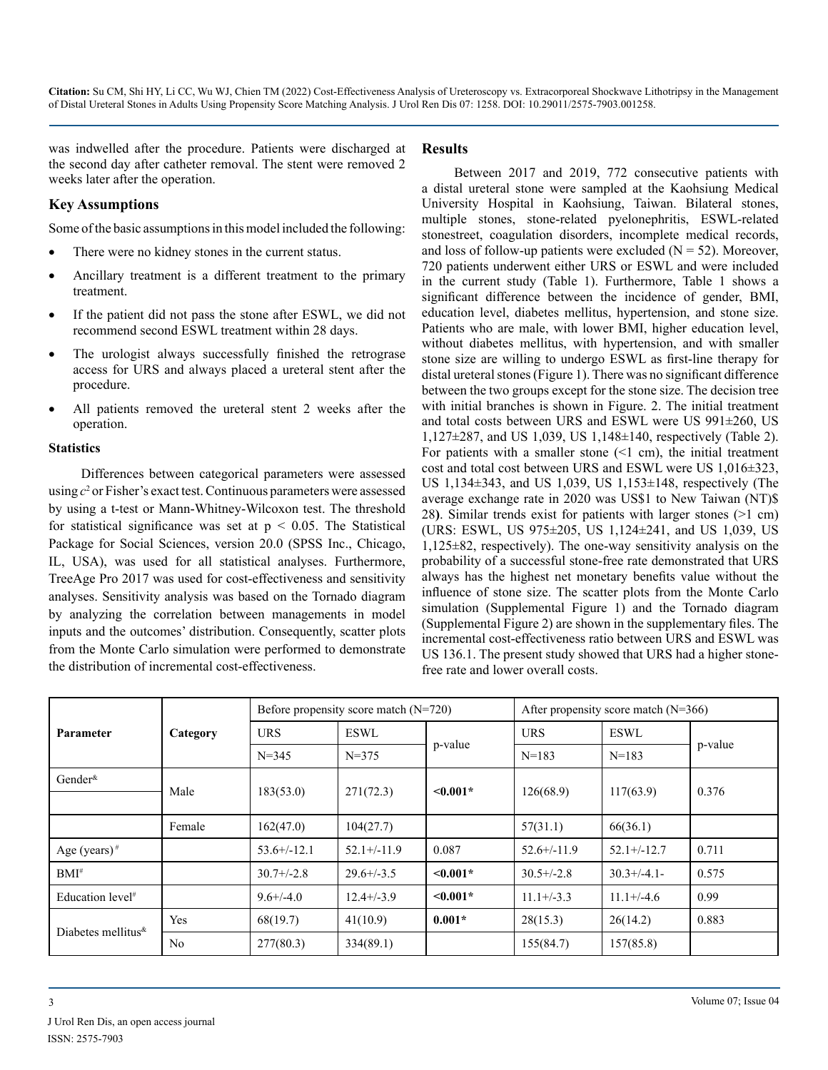was indwelled after the procedure. Patients were discharged at the second day after catheter removal. The stent were removed 2 weeks later after the operation.

## Key Assumptions

Some of the basic assumptions in this model included the following:

- There were no kidney stones in the current status.
- Ancillary treatment is a different treatment to the primary treatment.
- If the patient did not pass the stone after ESWL, we did not recommend second ESWL treatment within 28 days.
- The urologist always successfully finished the retrograse access for URS and always placed a ureteral stent after the procedure.
- All patients removed the ureteral stent 2 weeks after the operation.

### Statistics

Differences between categorical parameters were assessed using $c^2$ or Fisher's exact test. Continuous parameters were assessed by using a t-test or Mann-Whitney-Wilcoxon test. The threshold for statistical significance was set at $p < 0.05$. The Statistical Package for Social Sciences, version 20.0 (SPSS Inc., Chicago, IL, USA), was used for all statistical analyses. Furthermore, TreeAge Pro 2017 was used for cost-effectiveness and sensitivity analyses. Sensitivity analysis was based on the Tornado diagram by analyzing the correlation between managements in model inputs and the outcomes' distribution. Consequently, scatter plots from the Monte Carlo simulation were performed to demonstrate the distribution of incremental cost-effectiveness.

## Results

Between 2017 and 2019, 772 consecutive patients with a distal ureteral stone were sampled at the Kaohsiung Medical University Hospital in Kaohsiung, Taiwan. Bilateral stones, multiple stones, stone-related pyelonephritis, ESWL-related stonestreet, coagulation disorders, incomplete medical records, and loss of follow-up patients were excluded (N = 52). Moreover, 720 patients underwent either URS or ESWL and were included in the current study (Table 1). Furthermore, Table 1 shows a significant difference between the incidence of gender, BMI, education level, diabetes mellitus, hypertension, and stone size. Patients who are male, with lower BMI, higher education level, without diabetes mellitus, with hypertension, and with smaller stone size are willing to undergo ESWL as first-line therapy for distal ureteral stones (Figure 1). There was no significant difference between the two groups except for the stone size. The decision tree with initial branches is shown in Figure. 2. The initial treatment and total costs between URS and ESWL were US 991±260, US 1,127±287, and US 1,039, US 1,148±140, respectively (Table 2). For patients with a smaller stone (<1 cm), the initial treatment cost and total cost between URS and ESWL were US 1,016±323, US 1,134±343, and US 1,039, US 1,153±148, respectively (The average exchange rate in 2020 was US$1 to New Taiwan (NT)$ 28**)**. Similar trends exist for patients with larger stones (>1 cm) (URS: ESWL, US 975±205, US 1,124±241, and US 1,039, US 1,125±82, respectively). The one-way sensitivity analysis on the probability of a successful stone-free rate demonstrated that URS always has the highest net monetary benefits value without the influence of stone size. The scatter plots from the Monte Carlo simulation (Supplemental Figure 1) and the Tornado diagram (Supplemental Figure 2) are shown in the supplementary files. The incremental cost-effectiveness ratio between URS and ESWL was US 136.1. The present study showed that URS had a higher stone-free rate and lower overall costs.

| Parameter | Category | Before propensity score match (N=720) | | | After propensity score match (N=366) | | |
|---|---|---|---|---|---|---|---|
| | | URS | ESWL | p-value | URS | ESWL | p-value |
| | | N=345 | N=375 | | N=183 | N=183 | |
| Gender[&] | Male | 183(53.0) | 271(72.3) | **<0.001*** | 126(68.9) | 117(63.9) | 0.376 |
| | Female | 162(47.0) | 104(27.7) | | 57(31.1) | 66(36.1) | |
| Age (years)[#] | | 53.6+/-12.1 | 52.1+/-11.9 | 0.087 | 52.6+/-11.9 | 52.1+/-12.7 | 0.711 |
| BMI[#] | | 30.7+/-2.8 | 29.6+/-3.5 | **<0.001*** | 30.5+/-2.8 | 30.3+/-4.1- | 0.575 |
| Education level[#] | | 9.6+/-4.0 | 12.4+/-3.9 | **<0.001*** | 11.1+/-3.3 | 11.1+/-4.6 | 0.99 |
| Diabetes mellitus[&] | Yes | 68(19.7) | 41(10.9) | **0.001*** | 28(15.3) | 26(14.2) | 0.883 |
| | No | 277(80.3) | 334(89.1) | | 155(84.7) | 157(85.8) | |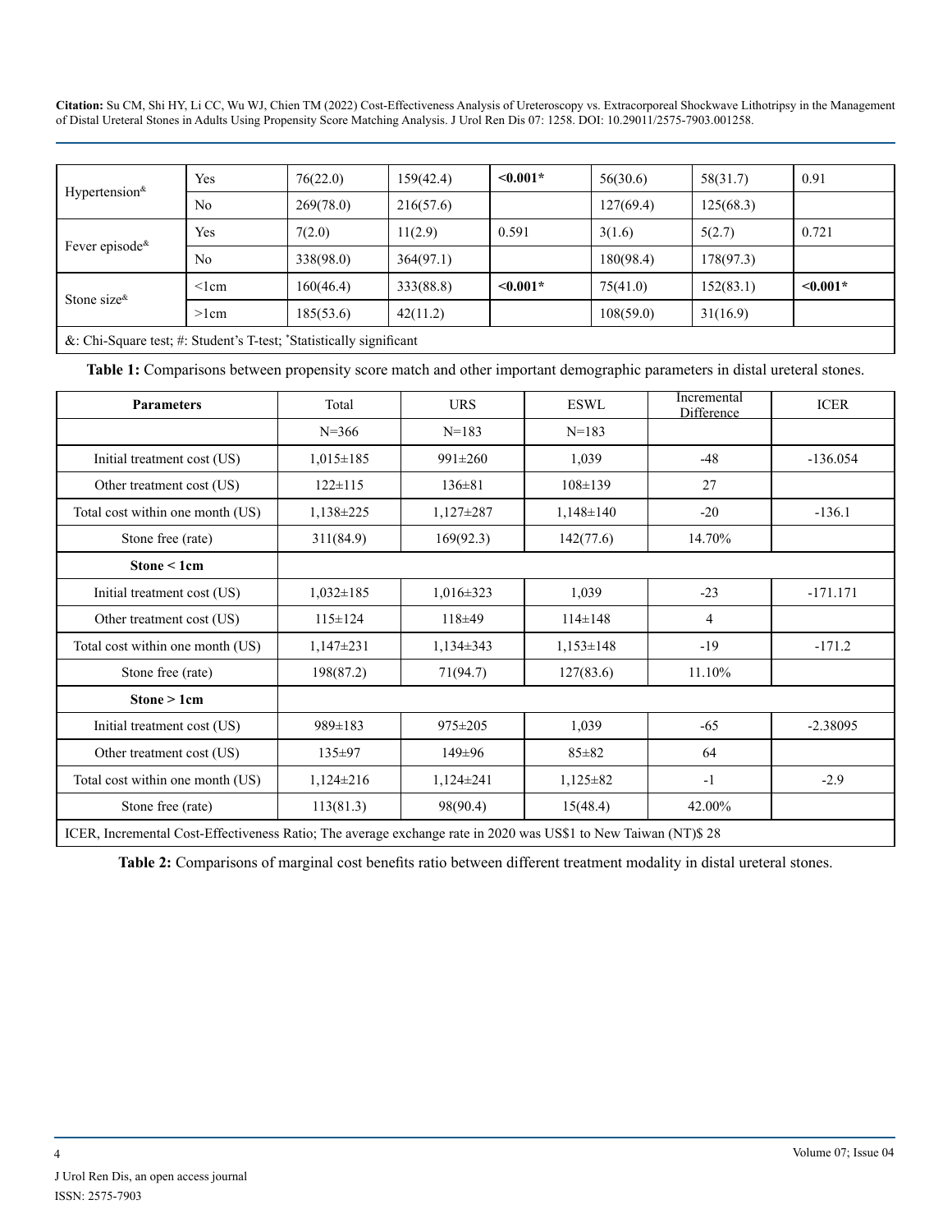| | | | | | | | |
|---|---|---|---|---|---|---|---|
| Hypertension[&] | Yes | 76(22.0) | 159(42.4) | **<0.001*** | 56(30.6) | 58(31.7) | 0.91 |
| | No | 269(78.0) | 216(57.6) | | 127(69.4) | 125(68.3) | |
| Fever episode[&] | Yes | 7(2.0) | 11(2.9) | 0.591 | 3(1.6) | 5(2.7) | 0.721 |
| | No | 338(98.0) | 364(97.1) | | 180(98.4) | 178(97.3) | |
| Stone size[&] | <1cm | 160(46.4) | 333(88.8) | **<0.001*** | 75(41.0) | 152(83.1) | **<0.001*** |
| | >1cm | 185(53.6) | 42(11.2) | | 108(59.0) | 31(16.9) | |

&: Chi-Square test; #: Student's T-test; *Statistically significant

**Table 1:** Comparisons between propensity score match and other important demographic parameters in distal ureteral stones.

| **Parameters** | Total | URS | ESWL | Incremental Difference | ICER |
|---|---|---|---|---|---|
| | N=366 | N=183 | N=183 | | |
| Initial treatment cost (US) | 1,015±185 | 991±260 | 1,039 | -48 | -136.054 |
| Other treatment cost (US) | 122±115 | 136±81 | 108±139 | 27 | |
| Total cost within one month (US) | 1,138±225 | 1,127±287 | 1,148±140 | -20 | -136.1 |
| Stone free (rate) | 311(84.9) | 169(92.3) | 142(77.6) | 14.70% | |
| **Stone < 1cm** | | | | | |
| Initial treatment cost (US) | 1,032±185 | 1,016±323 | 1,039 | -23 | -171.171 |
| Other treatment cost (US) | 115±124 | 118±49 | 114±148 | 4 | |
| Total cost within one month (US) | 1,147±231 | 1,134±343 | 1,153±148 | -19 | -171.2 |
| Stone free (rate) | 198(87.2) | 71(94.7) | 127(83.6) | 11.10% | |
| **Stone > 1cm** | | | | | |
| Initial treatment cost (US) | 989±183 | 975±205 | 1,039 | -65 | -2.38095 |
| Other treatment cost (US) | 135±97 | 149±96 | 85±82 | 64 | |
| Total cost within one month (US) | 1,124±216 | 1,124±241 | 1,125±82 | -1 | -2.9 |
| Stone free (rate) | 113(81.3) | 98(90.4) | 15(48.4) | 42.00% | |

ICER, Incremental Cost-Effectiveness Ratio; The average exchange rate in 2020 was US$1 to New Taiwan (NT)$ 28

**Table 2:** Comparisons of marginal cost benefits ratio between different treatment modality in distal ureteral stones.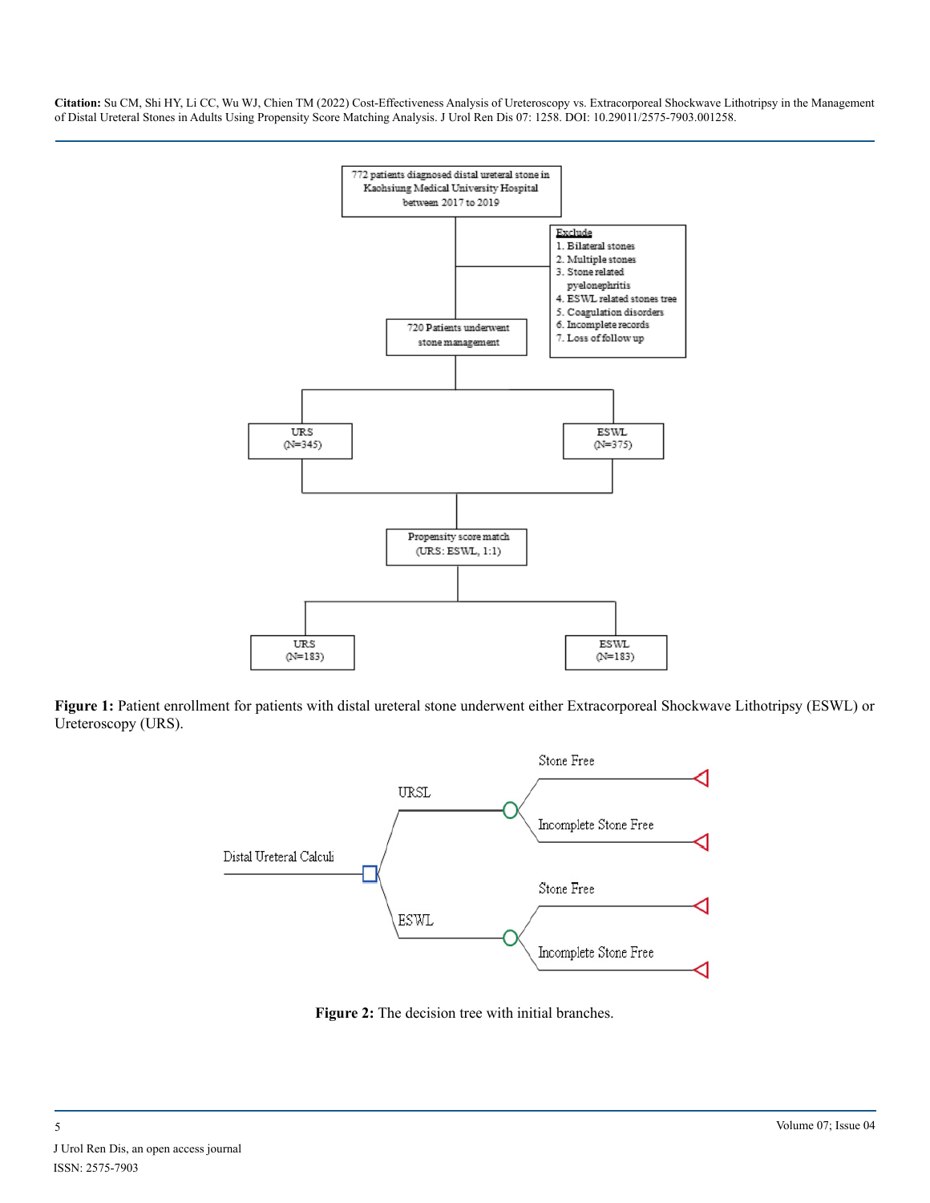**Figure 1:** Patient enrollment for patients with distal ureteral stone underwent either Extracorporeal Shockwave Lithotripsy (ESWL) or Ureteroscopy (URS).

**Figure 2:** The decision tree with initial branches.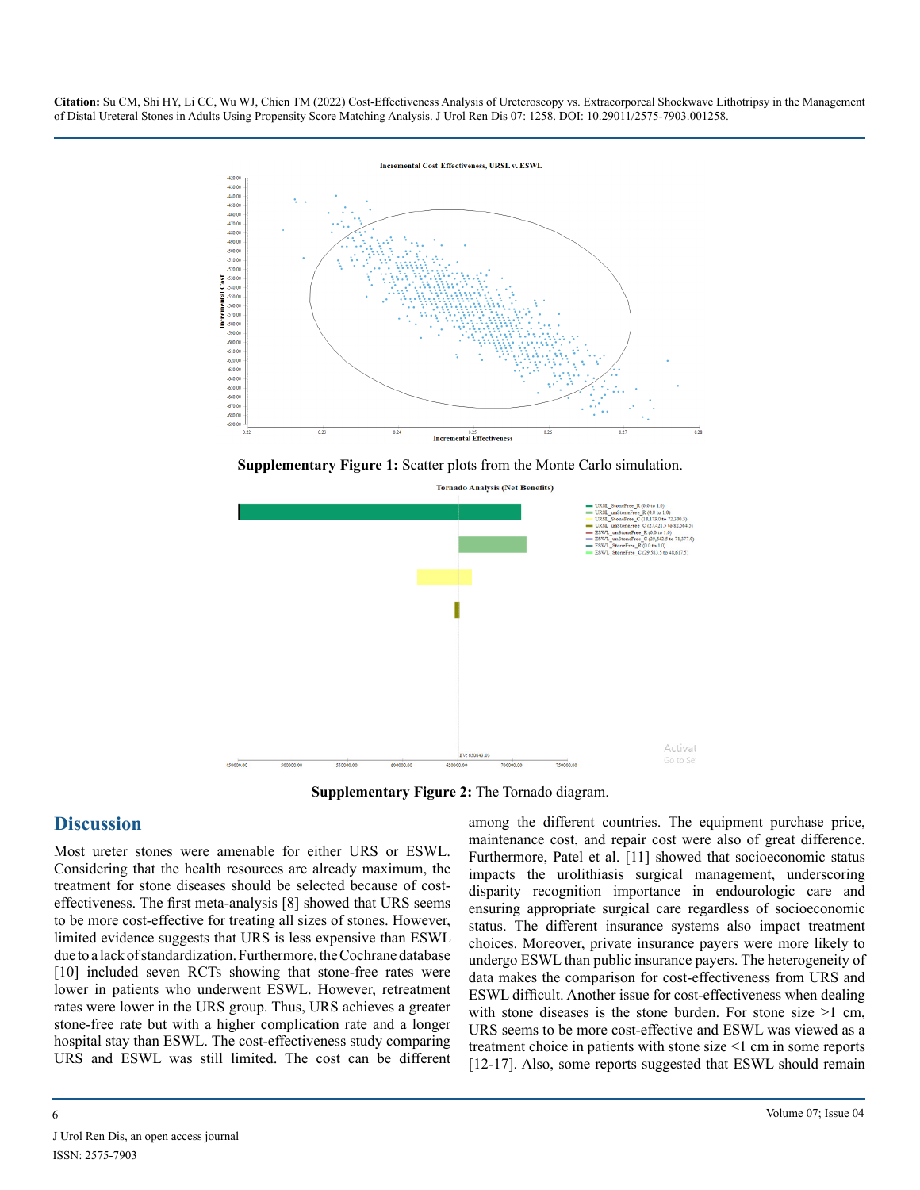**Supplementary Figure 1:** Scatter plots from the Monte Carlo simulation.

**Supplementary Figure 2:** The Tornado diagram.

## Discussion

Most ureter stones were amenable for either URS or ESWL. Considering that the health resources are already maximum, the treatment for stone diseases should be selected because of cost-effectiveness. The first meta-analysis [8] showed that URS seems to be more cost-effective for treating all sizes of stones. However, limited evidence suggests that URS is less expensive than ESWL due to a lack of standardization. Furthermore, the Cochrane database [10] included seven RCTs showing that stone-free rates were lower in patients who underwent ESWL. However, retreatment rates were lower in the URS group. Thus, URS achieves a greater stone-free rate but with a higher complication rate and a longer hospital stay than ESWL. The cost-effectiveness study comparing URS and ESWL was still limited. The cost can be different among the different countries. The equipment purchase price, maintenance cost, and repair cost were also of great difference. Furthermore, Patel et al. [11] showed that socioeconomic status impacts the urolithiasis surgical management, underscoring disparity recognition importance in endourologic care and ensuring appropriate surgical care regardless of socioeconomic status. The different insurance systems also impact treatment choices. Moreover, private insurance payers were more likely to undergo ESWL than public insurance payers. The heterogeneity of data makes the comparison for cost-effectiveness from URS and ESWL difficult. Another issue for cost-effectiveness when dealing with stone diseases is the stone burden. For stone size >1 cm, URS seems to be more cost-effective and ESWL was viewed as a treatment choice in patients with stone size <1 cm in some reports [12-17]. Also, some reports suggested that ESWL should remain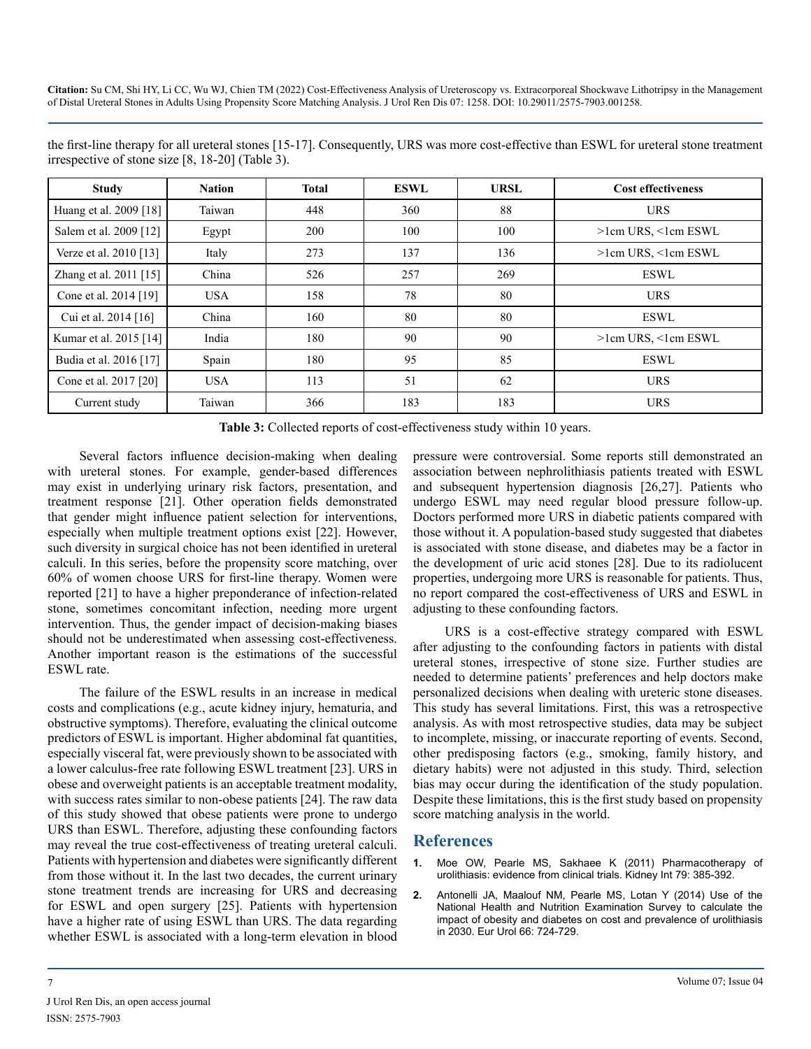the first-line therapy for all ureteral stones [15-17]. Consequently, URS was more cost-effective than ESWL for ureteral stone treatment irrespective of stone size [8, 18-20] (Table 3).

| Study | Nation | Total | ESWL | URSL | Cost effectiveness |
|---|---|---|---|---|---|
| Huang et al. 2009 [18] | Taiwan | 448 | 360 | 88 | URS |
| Salem et al. 2009 [12] | Egypt | 200 | 100 | 100 | >1cm URS, <1cm ESWL |
| Verze et al. 2010 [13] | Italy | 273 | 137 | 136 | >1cm URS, <1cm ESWL |
| Zhang et al. 2011 [15] | China | 526 | 257 | 269 | ESWL |
| Cone et al. 2014 [19] | USA | 158 | 78 | 80 | URS |
| Cui et al. 2014 [16] | China | 160 | 80 | 80 | ESWL |
| Kumar et al. 2015 [14] | India | 180 | 90 | 90 | >1cm URS, <1cm ESWL |
| Budia et al. 2016 [17] | Spain | 180 | 95 | 85 | ESWL |
| Cone et al. 2017 [20] | USA | 113 | 51 | 62 | URS |
| Current study | Taiwan | 366 | 183 | 183 | URS |

**Table 3:** Collected reports of cost-effectiveness study within 10 years.

Several factors influence decision-making when dealing with ureteral stones. For example, gender-based differences may exist in underlying urinary risk factors, presentation, and treatment response [21]. Other operation fields demonstrated that gender might influence patient selection for interventions, especially when multiple treatment options exist [22]. However, such diversity in surgical choice has not been identified in ureteral calculi. In this series, before the propensity score matching, over 60% of women choose URS for first-line therapy. Women were reported [21] to have a higher preponderance of infection-related stone, sometimes concomitant infection, needing more urgent intervention. Thus, the gender impact of decision-making biases should not be underestimated when assessing cost-effectiveness. Another important reason is the estimations of the successful ESWL rate.

The failure of the ESWL results in an increase in medical costs and complications (e.g., acute kidney injury, hematuria, and obstructive symptoms). Therefore, evaluating the clinical outcome predictors of ESWL is important. Higher abdominal fat quantities, especially visceral fat, were previously shown to be associated with a lower calculus-free rate following ESWL treatment [23]. URS in obese and overweight patients is an acceptable treatment modality, with success rates similar to non-obese patients [24]. The raw data of this study showed that obese patients were prone to undergo URS than ESWL. Therefore, adjusting these confounding factors may reveal the true cost-effectiveness of treating ureteral calculi. Patients with hypertension and diabetes were significantly different from those without it. In the last two decades, the current urinary stone treatment trends are increasing for URS and decreasing for ESWL and open surgery [25]. Patients with hypertension have a higher rate of using ESWL than URS. The data regarding whether ESWL is associated with a long-term elevation in blood pressure were controversial. Some reports still demonstrated an association between nephrolithiasis patients treated with ESWL and subsequent hypertension diagnosis [26,27]. Patients who undergo ESWL may need regular blood pressure follow-up. Doctors performed more URS in diabetic patients compared with those without it. A population-based study suggested that diabetes is associated with stone disease, and diabetes may be a factor in the development of uric acid stones [28]. Due to its radiolucent properties, undergoing more URS is reasonable for patients. Thus, no report compared the cost-effectiveness of URS and ESWL in adjusting to these confounding factors.

URS is a cost-effective strategy compared with ESWL after adjusting to the confounding factors in patients with distal ureteral stones, irrespective of stone size. Further studies are needed to determine patients' preferences and help doctors make personalized decisions when dealing with ureteric stone diseases. This study has several limitations. First, this was a retrospective analysis. As with most retrospective studies, data may be subject to incomplete, missing, or inaccurate reporting of events. Second, other predisposing factors (e.g., smoking, family history, and dietary habits) were not adjusted in this study. Third, selection bias may occur during the identification of the study population. Despite these limitations, this is the first study based on propensity score matching analysis in the world.

## References

1. Moe OW, Pearle MS, Sakhaee K (2011) Pharmacotherapy of urolithiasis: evidence from clinical trials. Kidney Int 79: 385-392.
2. Antonelli JA, Maalouf NM, Pearle MS, Lotan Y (2014) Use of the National Health and Nutrition Examination Survey to calculate the impact of obesity and diabetes on cost and prevalence of urolithiasis in 2030. Eur Urol 66: 724-729.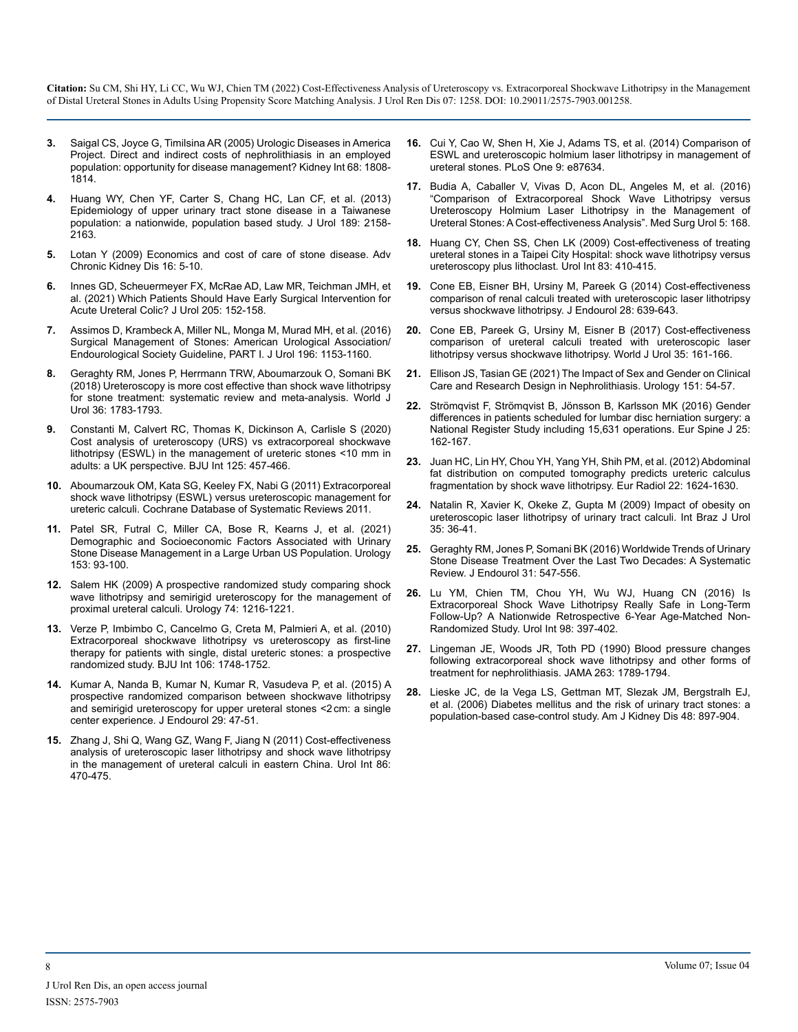3. Saigal CS, Joyce G, Timilsina AR (2005) Urologic Diseases in America Project. Direct and indirect costs of nephrolithiasis in an employed population: opportunity for disease management? Kidney Int 68: 1808-1814.
4. Huang WY, Chen YF, Carter S, Chang HC, Lan CF, et al. (2013) Epidemiology of upper urinary tract stone disease in a Taiwanese population: a nationwide, population based study. J Urol 189: 2158-2163.
5. Lotan Y (2009) Economics and cost of care of stone disease. Adv Chronic Kidney Dis 16: 5-10.
6. Innes GD, Scheuermeyer FX, McRae AD, Law MR, Teichman JMH, et al. (2021) Which Patients Should Have Early Surgical Intervention for Acute Ureteral Colic? J Urol 205: 152-158.
7. Assimos D, Krambeck A, Miller NL, Monga M, Murad MH, et al. (2016) Surgical Management of Stones: American Urological Association/Endourological Society Guideline, PART I. J Urol 196: 1153-1160.
8. Geraghty RM, Jones P, Herrmann TRW, Aboumarzouk O, Somani BK (2018) Ureteroscopy is more cost effective than shock wave lithotripsy for stone treatment: systematic review and meta-analysis. World J Urol 36: 1783-1793.
9. Constanti M, Calvert RC, Thomas K, Dickinson A, Carlisle S (2020) Cost analysis of ureteroscopy (URS) vs extracorporeal shockwave lithotripsy (ESWL) in the management of ureteric stones <10 mm in adults: a UK perspective. BJU Int 125: 457-466.
10. Aboumarzouk OM, Kata SG, Keeley FX, Nabi G (2011) Extracorporeal shock wave lithotripsy (ESWL) versus ureteroscopic management for ureteric calculi. Cochrane Database of Systematic Reviews 2011.
11. Patel SR, Futral C, Miller CA, Bose R, Kearns J, et al. (2021) Demographic and Socioeconomic Factors Associated with Urinary Stone Disease Management in a Large Urban US Population. Urology 153: 93-100.
12. Salem HK (2009) A prospective randomized study comparing shock wave lithotripsy and semirigid ureteroscopy for the management of proximal ureteral calculi. Urology 74: 1216-1221.
13. Verze P, Imbimbo C, Cancelmo G, Creta M, Palmieri A, et al. (2010) Extracorporeal shockwave lithotripsy vs ureteroscopy as first-line therapy for patients with single, distal ureteric stones: a prospective randomized study. BJU Int 106: 1748-1752.
14. Kumar A, Nanda B, Kumar N, Kumar R, Vasudeva P, et al. (2015) A prospective randomized comparison between shockwave lithotripsy and semirigid ureteroscopy for upper ureteral stones <2 cm: a single center experience. J Endourol 29: 47-51.
15. Zhang J, Shi Q, Wang GZ, Wang F, Jiang N (2011) Cost-effectiveness analysis of ureteroscopic laser lithotripsy and shock wave lithotripsy in the management of ureteral calculi in eastern China. Urol Int 86: 470-475.
16. Cui Y, Cao W, Shen H, Xie J, Adams TS, et al. (2014) Comparison of ESWL and ureteroscopic holmium laser lithotripsy in management of ureteral stones. PLoS One 9: e87634.
17. Budia A, Caballer V, Vivas D, Acon DL, Angeles M, et al. (2016) "Comparison of Extracorporeal Shock Wave Lithotripsy versus Ureteroscopy Holmium Laser Lithotripsy in the Management of Ureteral Stones: A Cost-effectiveness Analysis". Med Surg Urol 5: 168.
18. Huang CY, Chen SS, Chen LK (2009) Cost-effectiveness of treating ureteral stones in a Taipei City Hospital: shock wave lithotripsy versus ureteroscopy plus lithoclast. Urol Int 83: 410-415.
19. Cone EB, Eisner BH, Ursiny M, Pareek G (2014) Cost-effectiveness comparison of renal calculi treated with ureteroscopic laser lithotripsy versus shockwave lithotripsy. J Endourol 28: 639-643.
20. Cone EB, Pareek G, Ursiny M, Eisner B (2017) Cost-effectiveness comparison of ureteral calculi treated with ureteroscopic laser lithotripsy versus shockwave lithotripsy. World J Urol 35: 161-166.
21. Ellison JS, Tasian GE (2021) The Impact of Sex and Gender on Clinical Care and Research Design in Nephrolithiasis. Urology 151: 54-57.
22. Strömqvist F, Strömqvist B, Jönsson B, Karlsson MK (2016) Gender differences in patients scheduled for lumbar disc herniation surgery: a National Register Study including 15,631 operations. Eur Spine J 25: 162-167.
23. Juan HC, Lin HY, Chou YH, Yang YH, Shih PM, et al. (2012) Abdominal fat distribution on computed tomography predicts ureteric calculus fragmentation by shock wave lithotripsy. Eur Radiol 22: 1624-1630.
24. Natalin R, Xavier K, Okeke Z, Gupta M (2009) Impact of obesity on ureteroscopic laser lithotripsy of urinary tract calculi. Int Braz J Urol 35: 36-41.
25. Geraghty RM, Jones P, Somani BK (2016) Worldwide Trends of Urinary Stone Disease Treatment Over the Last Two Decades: A Systematic Review. J Endourol 31: 547-556.
26. Lu YM, Chien TM, Chou YH, Wu WJ, Huang CN (2016) Is Extracorporeal Shock Wave Lithotripsy Really Safe in Long-Term Follow-Up? A Nationwide Retrospective 6-Year Age-Matched Non-Randomized Study. Urol Int 98: 397-402.
27. Lingeman JE, Woods JR, Toth PD (1990) Blood pressure changes following extracorporeal shock wave lithotripsy and other forms of treatment for nephrolithiasis. JAMA 263: 1789-1794.
28. Lieske JC, de la Vega LS, Gettman MT, Slezak JM, Bergstralh EJ, et al. (2006) Diabetes mellitus and the risk of urinary tract stones: a population-based case-control study. Am J Kidney Dis 48: 897-904.